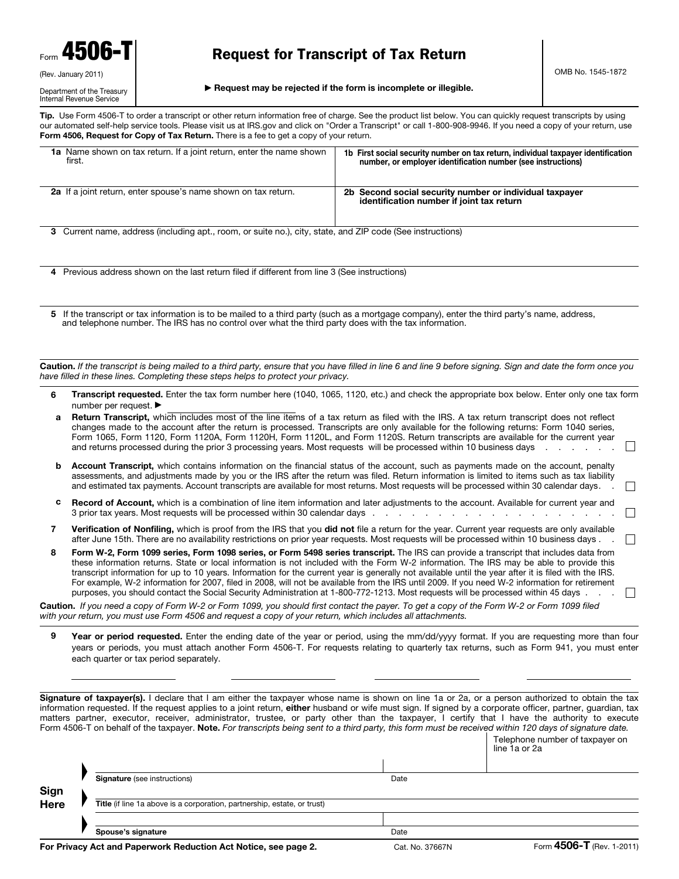Form **4506-T**

(Rev. January 2011)

Department of the Treasury
Internal Revenue Service

# Request for Transcript of Tax Return

OMB No. 1545-1872

► **Request may be rejected if the form is incomplete or illegible.**

**Tip.** Use Form 4506-T to order a transcript or other return information free of charge. See the product list below. You can quickly request transcripts by using our automated self-help service tools. Please visit us at IRS.gov and click on "Order a Transcript" or call 1-800-908-9946. If you need a copy of your return, use **Form 4506, Request for Copy of Tax Return.** There is a fee to get a copy of your return.

| | |
|---|---|
| **1a** Name shown on tax return. If a joint return, enter the name shown first. | **1b First social security number on tax return, individual taxpayer identification number, or employer identification number (see instructions)** |
| **2a** If a joint return, enter spouse's name shown on tax return. | **2b Second social security number or individual taxpayer identification number if joint tax return** |

**3** Current name, address (including apt., room, or suite no.), city, state, and ZIP code (See instructions)

**4** Previous address shown on the last return filed if different from line 3 (See instructions)

**5** If the transcript or tax information is to be mailed to a third party (such as a mortgage company), enter the third party's name, address, and telephone number. The IRS has no control over what the third party does with the tax information.

**Caution.** *If the transcript is being mailed to a third party, ensure that you have filled in line 6 and line 9 before signing. Sign and date the form once you have filled in these lines. Completing these steps helps to protect your privacy.*

**6** **Transcript requested.** Enter the tax form number here (1040, 1065, 1120, etc.) and check the appropriate box below. Enter only one tax form number per request. ► ______________

**a** **Return Transcript,** which includes most of the line items of a tax return as filed with the IRS. A tax return transcript does not reflect changes made to the account after the return is processed. Transcripts are only available for the following returns: Form 1040 series, Form 1065, Form 1120, Form 1120A, Form 1120H, Form 1120L, and Form 1120S. Return transcripts are available for the current year and returns processed during the prior 3 processing years. Most requests will be processed within 10 business days . . . . . . . ☐

**b** **Account Transcript,** which contains information on the financial status of the account, such as payments made on the account, penalty assessments, and adjustments made by you or the IRS after the return was filed. Return information is limited to items such as tax liability and estimated tax payments. Account transcripts are available for most returns. Most requests will be processed within 30 calendar days. . ☐

**c** **Record of Account,** which is a combination of line item information and later adjustments to the account. Available for current year and 3 prior tax years. Most requests will be processed within 30 calendar days . . . . . . . . . . . . . . . . . . . . . ☐

**7** **Verification of Nonfiling,** which is proof from the IRS that you **did not** file a return for the year. Current year requests are only available after June 15th. There are no availability restrictions on prior year requests. Most requests will be processed within 10 business days . . ☐

**8** **Form W-2, Form 1099 series, Form 1098 series, or Form 5498 series transcript.** The IRS can provide a transcript that includes data from these information returns. State or local information is not included with the Form W-2 information. The IRS may be able to provide this transcript information for up to 10 years. Information for the current year is generally not available until the year after it is filed with the IRS. For example, W-2 information for 2007, filed in 2008, will not be available from the IRS until 2009. If you need W-2 information for retirement purposes, you should contact the Social Security Administration at 1-800-772-1213. Most requests will be processed within 45 days . . . ☐

**Caution.** *If you need a copy of Form W-2 or Form 1099, you should first contact the payer. To get a copy of the Form W-2 or Form 1099 filed with your return, you must use Form 4506 and request a copy of your return, which includes all attachments.*

**9** **Year or period requested.** Enter the ending date of the year or period, using the mm/dd/yyyy format. If you are requesting more than four years or periods, you must attach another Form 4506-T. For requests relating to quarterly tax returns, such as Form 941, you must enter each quarter or tax period separately.

______________ ______________ ______________ ______________

**Signature of taxpayer(s).** I declare that I am either the taxpayer whose name is shown on line 1a or 2a, or a person authorized to obtain the tax information requested. If the request applies to a joint return, **either** husband or wife must sign. If signed by a corporate officer, partner, guardian, tax matters partner, executor, receiver, administrator, trustee, or party other than the taxpayer, I certify that I have the authority to execute Form 4506-T on behalf of the taxpayer. **Note.** *For transcripts being sent to a third party, this form must be received within 120 days of signature date.*

**Sign Here**

| | | |
|---|---|---|
| | | Telephone number of taxpayer on line 1a or 2a |
| **Signature** (see instructions) | Date | |
| **Title** (if line 1a above is a corporation, partnership, estate, or trust) | | |
| **Spouse's signature** | Date | |

**For Privacy Act and Paperwork Reduction Act Notice, see page 2.** Cat. No. 37667N Form **4506-T** (Rev. 1-2011)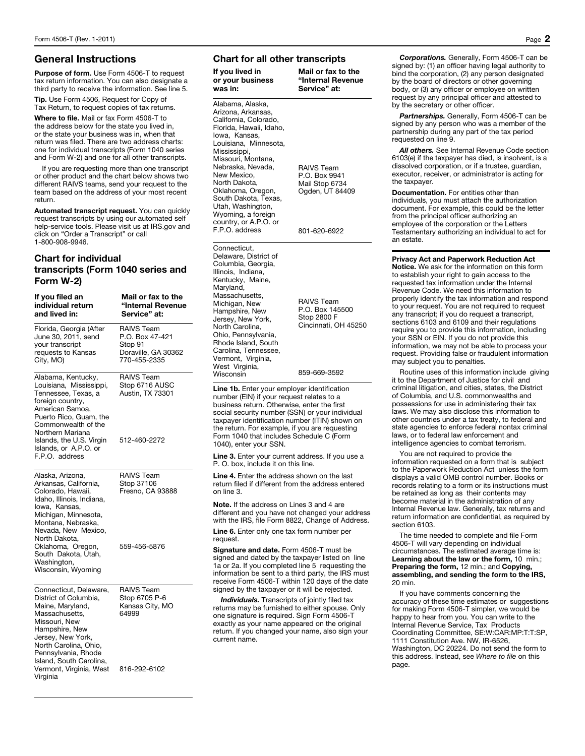## General Instructions

**Purpose of form.** Use Form 4506-T to request tax return information. You can also designate a third party to receive the information. See line 5.

**Tip.** Use Form 4506, Request for Copy of Tax Return, to request copies of tax returns.

**Where to file.** Mail or fax Form 4506-T to the address below for the state you lived in, or the state your business was in, when that return was filed. There are two address charts: one for individual transcripts (Form 1040 series and Form W-2) and one for all other transcripts.

If you are requesting more than one transcript or other product and the chart below shows two different RAIVS teams, send your request to the team based on the address of your most recent return.

**Automated transcript request.** You can quickly request transcripts by using our automated self help-service tools. Please visit us at IRS.gov and click on "Order a Transcript" or call 1-800-908-9946.

### Chart for individual transcripts (Form 1040 series and Form W-2)

| If you filed an individual return and lived in: | Mail or fax to the "Internal Revenue Service" at: |
|---|---|
| Florida, Georgia (After June 30, 2011, send your transcript requests to Kansas City, MO) | RAIVS Team P.O. Box 47-421 Stop 91 Doraville, GA 30362 770-455-2335 |
| Alabama, Kentucky, Louisiana, Mississippi, Tennessee, Texas, a foreign country, American Samoa, Puerto Rico, Guam, the Commonwealth of the Northern Mariana Islands, the U.S. Virgin Islands, or A.P.O. or F.P.O. address | RAIVS Team Stop 6716 AUSC Austin, TX 73301 512-460-2272 |
| Alaska, Arizona, Arkansas, California, Colorado, Hawaii, Idaho, Illinois, Indiana, Iowa, Kansas, Michigan, Minnesota, Montana, Nebraska, Nevada, New Mexico, North Dakota, Oklahoma, Oregon, South Dakota, Utah, Washington, Wisconsin, Wyoming | RAIVS Team Stop 37106 Fresno, CA 93888 559-456-5876 |
| Connecticut, Delaware, District of Columbia, Maine, Maryland, Massachusetts, Missouri, New Hampshire, New Jersey, New York, North Carolina, Ohio, Pennsylvania, Rhode Island, South Carolina, Vermont, Virginia, West Virginia | RAIVS Team Stop 6705 P-6 Kansas City, MO 64999 816-292-6102 |

### Chart for all other transcripts

| If you lived in or your business was in: | Mail or fax to the "Internal Revenue Service" at: |
|---|---|
| Alabama, Alaska, Arizona, Arkansas, California, Colorado, Florida, Hawaii, Idaho, Iowa, Kansas, Louisiana, Minnesota, Mississippi, Missouri, Montana, Nebraska, Nevada, New Mexico, North Dakota, Oklahoma, Oregon, South Dakota, Texas, Utah, Washington, Wyoming, a foreign country, or A.P.O. or F.P.O. address | RAIVS Team P.O. Box 9941 Mail Stop 6734 Ogden, UT 84409 801-620-6922 |
| Connecticut, Delaware, District of Columbia, Georgia, Illinois, Indiana, Kentucky, Maine, Maryland, Massachusetts, Michigan, New Hampshire, New Jersey, New York, North Carolina, Ohio, Pennsylvania, Rhode Island, South Carolina, Tennessee, Vermont, Virginia, West Virginia, Wisconsin | RAIVS Team P.O. Box 145500 Stop 2800 F Cincinnati, OH 45250 859-669-3592 |

**Line 1b.** Enter your employer identification number (EIN) if your request relates to a business return. Otherwise, enter the first social security number (SSN) or your individual taxpayer identification number (ITIN) shown on the return. For example, if you are requesting Form 1040 that includes Schedule C (Form 1040), enter your SSN.

**Line 3.** Enter your current address. If you use a P. O. box, include it on this line.

**Line 4.** Enter the address shown on the last return filed if different from the address entered on line 3.

**Note.** If the address on Lines 3 and 4 are different and you have not changed your address with the IRS, file Form 8822, Change of Address.

**Line 6.** Enter only one tax form number per request.

**Signature and date.** Form 4506-T must be signed and dated by the taxpayer listed on line 1a or 2a. If you completed line 5 requesting the information be sent to a third party, the IRS must receive Form 4506-T within 120 days of the date signed by the taxpayer or it will be rejected.

***Individuals.*** Transcripts of jointly filed tax returns may be furnished to either spouse. Only one signature is required. Sign Form 4506-T exactly as your name appeared on the original return. If you changed your name, also sign your current name.

***Corporations.*** Generally, Form 4506-T can be signed by: (1) an officer having legal authority to bind the corporation, (2) any person designated by the board of directors or other governing body, or (3) any officer or employee on written request by any principal officer and attested to by the secretary or other officer.

***Partnerships.*** Generally, Form 4506-T can be signed by any person who was a member of the partnership during any part of the tax period requested on line 9.

***All others.*** See Internal Revenue Code section 6103(e) if the taxpayer has died, is insolvent, is a dissolved corporation, or if a trustee, guardian, executor, receiver, or administrator is acting for the taxpayer.

**Documentation.** For entities other than individuals, you must attach the authorization document. For example, this could be the letter from the principal officer authorizing an employee of the corporation or the Letters Testamentary authorizing an individual to act for an estate.

**Privacy Act and Paperwork Reduction Act Notice.** We ask for the information on this form to establish your right to gain access to the requested tax information under the Internal Revenue Code. We need this information to properly identify the tax information and respond to your request. You are not required to request any transcript; if you do request a transcript, sections 6103 and 6109 and their regulations require you to provide this information, including your SSN or EIN. If you do not provide this information, we may not be able to process your request. Providing false or fraudulent information may subject you to penalties.

Routine uses of this information include giving it to the Department of Justice for civil and criminal litigation, and cities, states, the District of Columbia, and U.S. commonwealths and possessions for use in administering their tax laws. We may also disclose this information to other countries under a tax treaty, to federal and state agencies to enforce federal nontax criminal laws, or to federal law enforcement and intelligence agencies to combat terrorism.

You are not required to provide the information requested on a form that is subject to the Paperwork Reduction Act unless the form displays a valid OMB control number. Books or records relating to a form or its instructions must be retained as long as their contents may become material in the administration of any Internal Revenue law. Generally, tax returns and return information are confidential, as required by section 6103.

The time needed to complete and file Form 4506-T will vary depending on individual circumstances. The estimated average time is: **Learning about the law or the form,** 10 min.; **Preparing the form,** 12 min.; and **Copying, assembling, and sending the form to the IRS,** 20 min.

If you have comments concerning the accuracy of these time estimates or suggestions for making Form 4506-T simpler, we would be happy to hear from you. You can write to the Internal Revenue Service, Tax Products Coordinating Committee, SE:W:CAR:MP:T:T:SP, 1111 Constitution Ave. NW, IR-6526, Washington, DC 20224. Do not send the form to this address. Instead, see *Where to file* on this page.